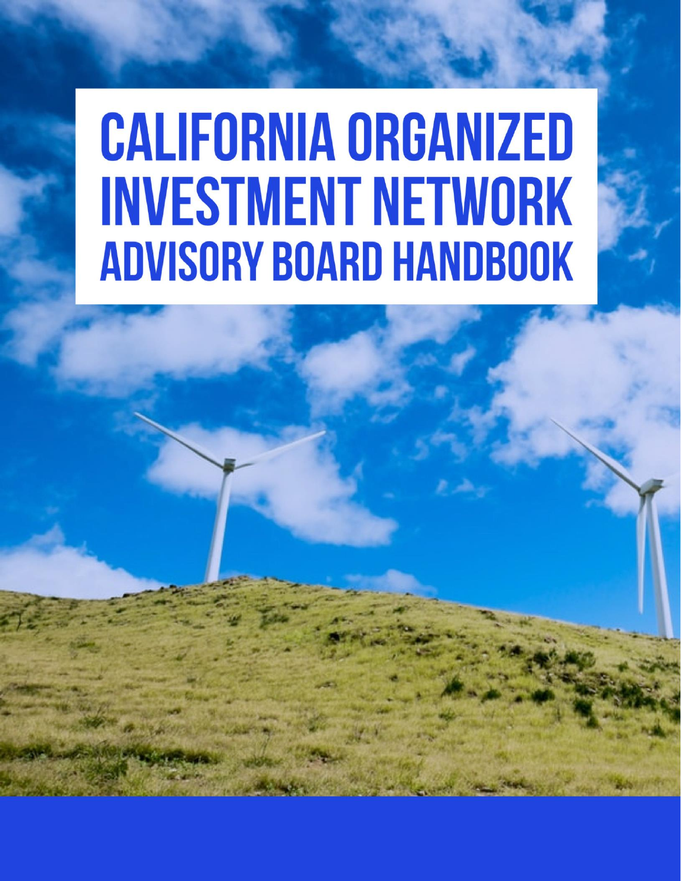# CALIFORNIA ORGANIZED INVESTMENT NETWORK

## ADVISORY BOARD HANDBOOK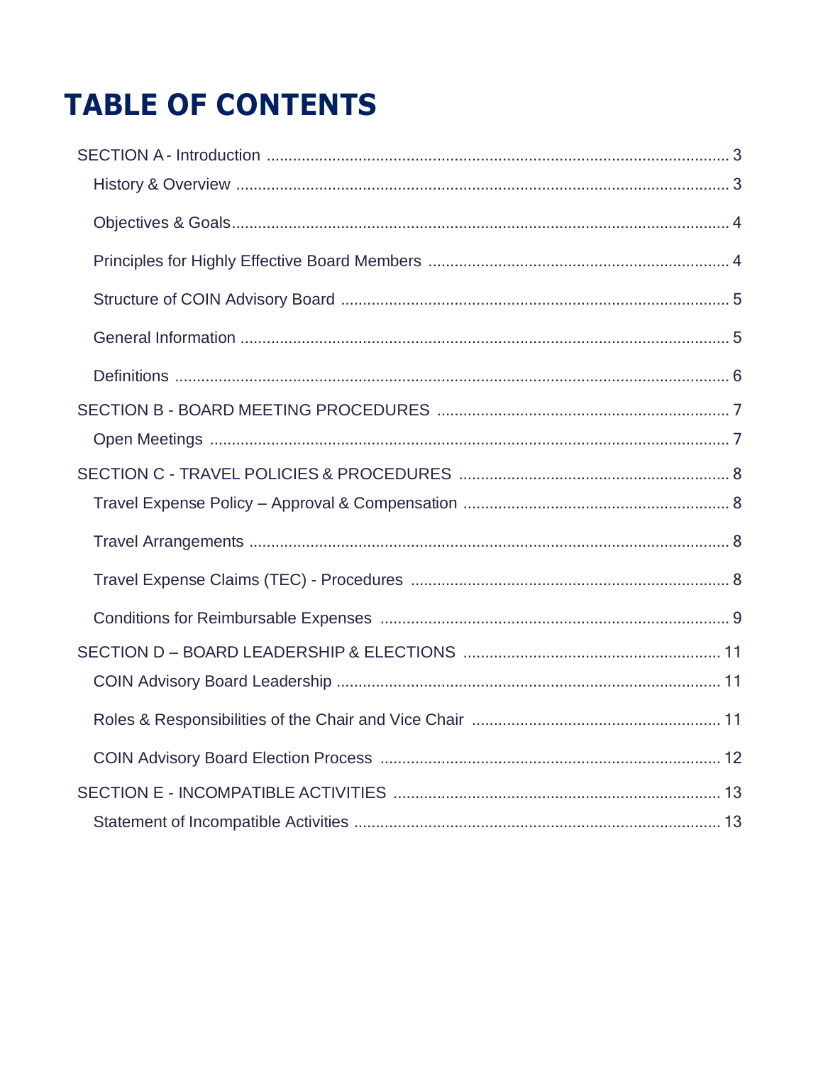# TABLE OF CONTENTS

- SECTION A - Introduction ........ 3
  - History & Overview ........ 3
  - Objectives & Goals ........ 4
  - Principles for Highly Effective Board Members ........ 4
  - Structure of COIN Advisory Board ........ 5
  - General Information ........ 5
  - Definitions ........ 6
- SECTION B - BOARD MEETING PROCEDURES ........ 7
  - Open Meetings ........ 7
- SECTION C - TRAVEL POLICIES & PROCEDURES ........ 8
  - Travel Expense Policy – Approval & Compensation ........ 8
  - Travel Arrangements ........ 8
  - Travel Expense Claims (TEC) - Procedures ........ 8
  - Conditions for Reimbursable Expenses ........ 9
- SECTION D – BOARD LEADERSHIP & ELECTIONS ........ 11
  - COIN Advisory Board Leadership ........ 11
  - Roles & Responsibilities of the Chair and Vice Chair ........ 11
  - COIN Advisory Board Election Process ........ 12
- SECTION E - INCOMPATIBLE ACTIVITIES ........ 13
  - Statement of Incompatible Activities ........ 13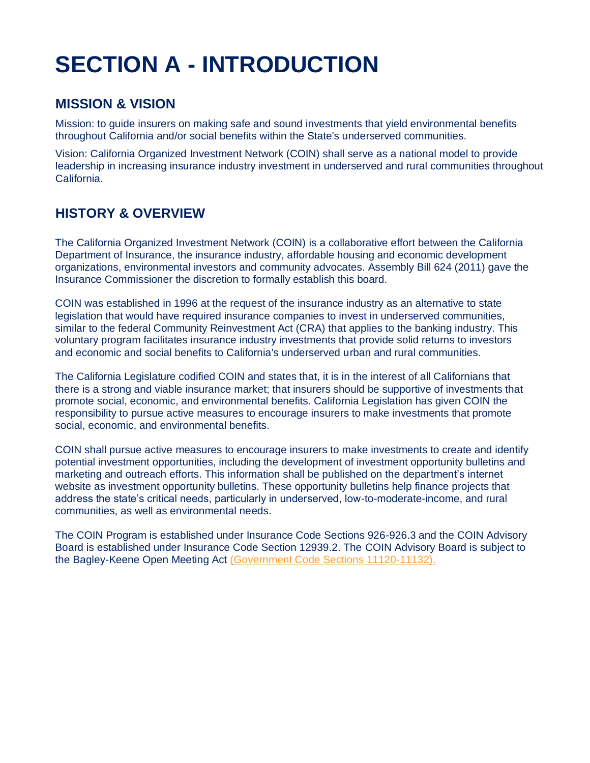# SECTION A - INTRODUCTION

## MISSION & VISION

Mission: to guide insurers on making safe and sound investments that yield environmental benefits throughout California and/or social benefits within the State's underserved communities.

Vision: California Organized Investment Network (COIN) shall serve as a national model to provide leadership in increasing insurance industry investment in underserved and rural communities throughout California.

## HISTORY & OVERVIEW

The California Organized Investment Network (COIN) is a collaborative effort between the California Department of Insurance, the insurance industry, affordable housing and economic development organizations, environmental investors and community advocates. Assembly Bill 624 (2011) gave the Insurance Commissioner the discretion to formally establish this board.

COIN was established in 1996 at the request of the insurance industry as an alternative to state legislation that would have required insurance companies to invest in underserved communities, similar to the federal Community Reinvestment Act (CRA) that applies to the banking industry. This voluntary program facilitates insurance industry investments that provide solid returns to investors and economic and social benefits to California's underserved urban and rural communities.

The California Legislature codified COIN and states that, it is in the interest of all Californians that there is a strong and viable insurance market; that insurers should be supportive of investments that promote social, economic, and environmental benefits. California Legislation has given COIN the responsibility to pursue active measures to encourage insurers to make investments that promote social, economic, and environmental benefits.

COIN shall pursue active measures to encourage insurers to make investments to create and identify potential investment opportunities, including the development of investment opportunity bulletins and marketing and outreach efforts. This information shall be published on the department's internet website as investment opportunity bulletins. These opportunity bulletins help finance projects that address the state's critical needs, particularly in underserved, low-to-moderate-income, and rural communities, as well as environmental needs.

The COIN Program is established under Insurance Code Sections 926-926.3 and the COIN Advisory Board is established under Insurance Code Section 12939.2. The COIN Advisory Board is subject to the Bagley-Keene Open Meeting Act (Government Code Sections 11120-11132).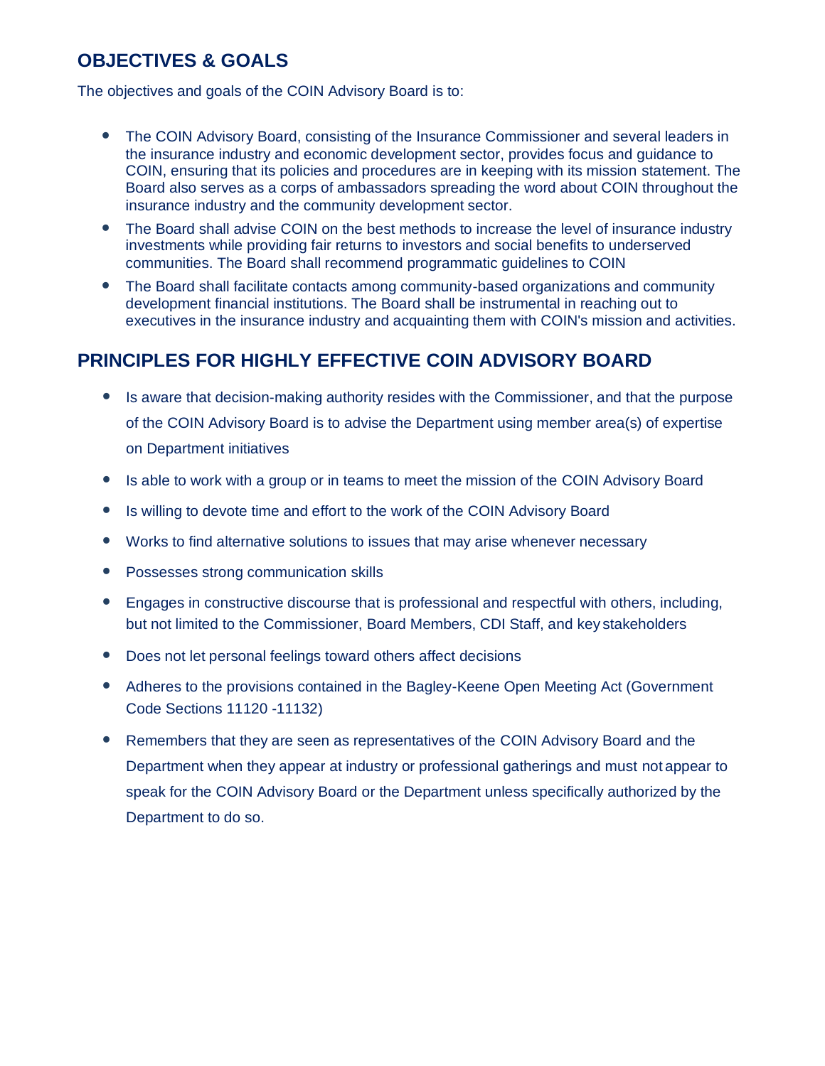## OBJECTIVES & GOALS

The objectives and goals of the COIN Advisory Board is to:

- The COIN Advisory Board, consisting of the Insurance Commissioner and several leaders in the insurance industry and economic development sector, provides focus and guidance to COIN, ensuring that its policies and procedures are in keeping with its mission statement. The Board also serves as a corps of ambassadors spreading the word about COIN throughout the insurance industry and the community development sector.
- The Board shall advise COIN on the best methods to increase the level of insurance industry investments while providing fair returns to investors and social benefits to underserved communities. The Board shall recommend programmatic guidelines to COIN
- The Board shall facilitate contacts among community-based organizations and community development financial institutions. The Board shall be instrumental in reaching out to executives in the insurance industry and acquainting them with COIN's mission and activities.

## PRINCIPLES FOR HIGHLY EFFECTIVE COIN ADVISORY BOARD

- Is aware that decision-making authority resides with the Commissioner, and that the purpose of the COIN Advisory Board is to advise the Department using member area(s) of expertise on Department initiatives
- Is able to work with a group or in teams to meet the mission of the COIN Advisory Board
- Is willing to devote time and effort to the work of the COIN Advisory Board
- Works to find alternative solutions to issues that may arise whenever necessary
- Possesses strong communication skills
- Engages in constructive discourse that is professional and respectful with others, including, but not limited to the Commissioner, Board Members, CDI Staff, and key stakeholders
- Does not let personal feelings toward others affect decisions
- Adheres to the provisions contained in the Bagley-Keene Open Meeting Act (Government Code Sections 11120 -11132)
- Remembers that they are seen as representatives of the COIN Advisory Board and the Department when they appear at industry or professional gatherings and must not appear to speak for the COIN Advisory Board or the Department unless specifically authorized by the Department to do so.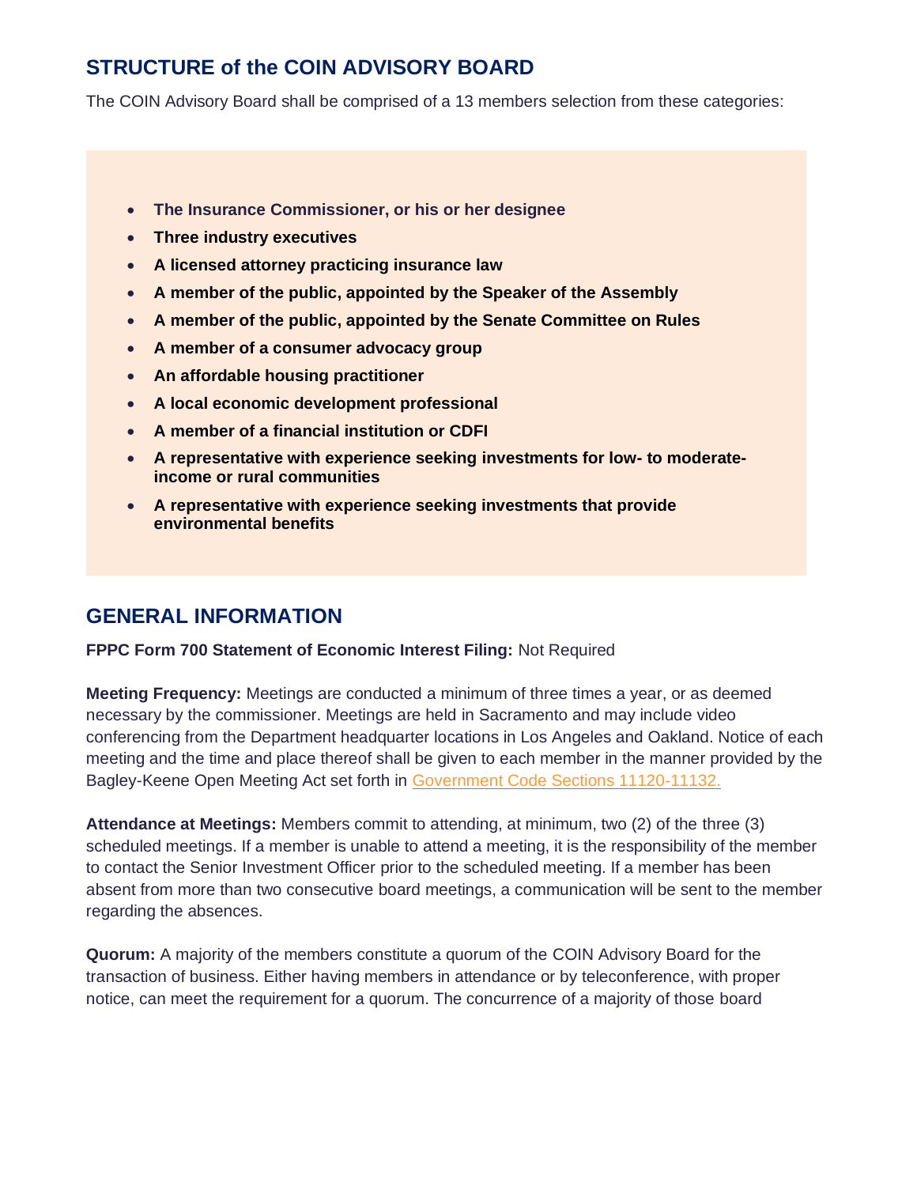## STRUCTURE of the COIN ADVISORY BOARD

The COIN Advisory Board shall be comprised of a 13 members selection from these categories:

- **The Insurance Commissioner, or his or her designee**
- **Three industry executives**
- **A licensed attorney practicing insurance law**
- **A member of the public, appointed by the Speaker of the Assembly**
- **A member of the public, appointed by the Senate Committee on Rules**
- **A member of a consumer advocacy group**
- **An affordable housing practitioner**
- **A local economic development professional**
- **A member of a financial institution or CDFI**
- **A representative with experience seeking investments for low- to moderate-income or rural communities**
- **A representative with experience seeking investments that provide environmental benefits**

## GENERAL INFORMATION

**FPPC Form 700 Statement of Economic Interest Filing:** Not Required

**Meeting Frequency:** Meetings are conducted a minimum of three times a year, or as deemed necessary by the commissioner. Meetings are held in Sacramento and may include video conferencing from the Department headquarter locations in Los Angeles and Oakland. Notice of each meeting and the time and place thereof shall be given to each member in the manner provided by the Bagley-Keene Open Meeting Act set forth in [Government Code Sections 11120-11132.]

**Attendance at Meetings:** Members commit to attending, at minimum, two (2) of the three (3) scheduled meetings. If a member is unable to attend a meeting, it is the responsibility of the member to contact the Senior Investment Officer prior to the scheduled meeting. If a member has been absent from more than two consecutive board meetings, a communication will be sent to the member regarding the absences.

**Quorum:** A majority of the members constitute a quorum of the COIN Advisory Board for the transaction of business. Either having members in attendance or by teleconference, with proper notice, can meet the requirement for a quorum. The concurrence of a majority of those board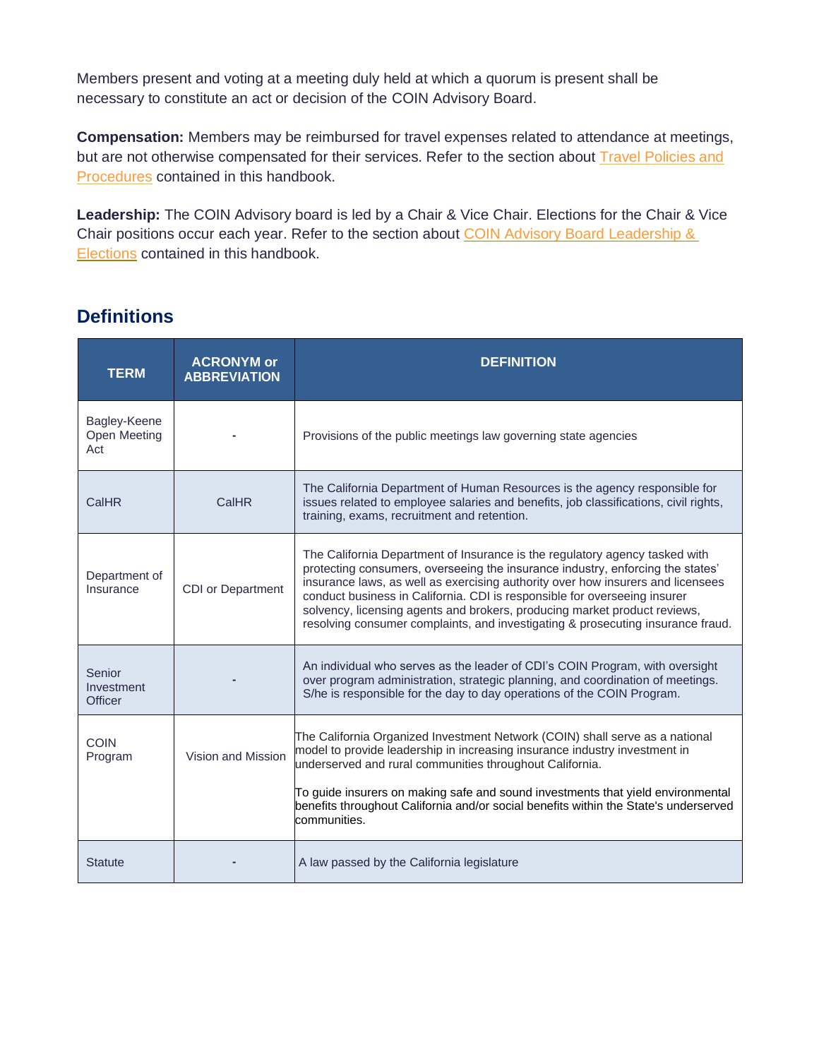Members present and voting at a meeting duly held at which a quorum is present shall be necessary to constitute an act or decision of the COIN Advisory Board.

**Compensation:** Members may be reimbursed for travel expenses related to attendance at meetings, but are not otherwise compensated for their services. Refer to the section about Travel Policies and Procedures contained in this handbook.

**Leadership:** The COIN Advisory board is led by a Chair & Vice Chair. Elections for the Chair & Vice Chair positions occur each year. Refer to the section about COIN Advisory Board Leadership & Elections contained in this handbook.

## Definitions

| TERM | ACRONYM or ABBREVIATION | DEFINITION |
|---|---|---|
| Bagley-Keene Open Meeting Act | - | Provisions of the public meetings law governing state agencies |
| CalHR | CalHR | The California Department of Human Resources is the agency responsible for issues related to employee salaries and benefits, job classifications, civil rights, training, exams, recruitment and retention. |
| Department of Insurance | CDI or Department | The California Department of Insurance is the regulatory agency tasked with protecting consumers, overseeing the insurance industry, enforcing the states' insurance laws, as well as exercising authority over how insurers and licensees conduct business in California. CDI is responsible for overseeing insurer solvency, licensing agents and brokers, producing market product reviews, resolving consumer complaints, and investigating & prosecuting insurance fraud. |
| Senior Investment Officer | - | An individual who serves as the leader of CDI's COIN Program, with oversight over program administration, strategic planning, and coordination of meetings. S/he is responsible for the day to day operations of the COIN Program. |
| COIN Program | Vision and Mission | The California Organized Investment Network (COIN) shall serve as a national model to provide leadership in increasing insurance industry investment in underserved and rural communities throughout California.<br><br>To guide insurers on making safe and sound investments that yield environmental benefits throughout California and/or social benefits within the State's underserved communities. |
| Statute | - | A law passed by the California legislature |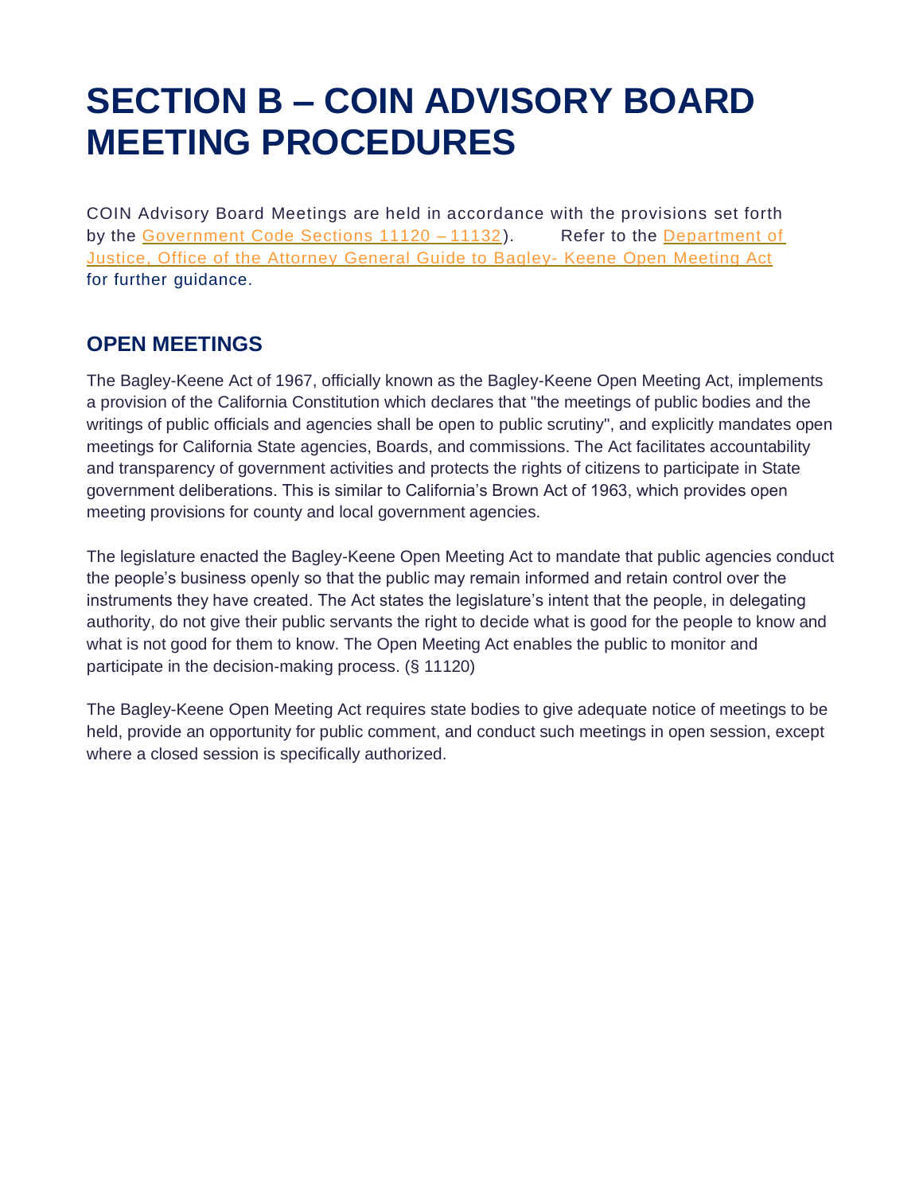# SECTION B – COIN ADVISORY BOARD MEETING PROCEDURES

COIN Advisory Board Meetings are held in accordance with the provisions set forth by the Government Code Sections 11120 – 11132). Refer to the Department of Justice, Office of the Attorney General Guide to Bagley- Keene Open Meeting Act for further guidance.

## OPEN MEETINGS

The Bagley-Keene Act of 1967, officially known as the Bagley-Keene Open Meeting Act, implements a provision of the California Constitution which declares that "the meetings of public bodies and the writings of public officials and agencies shall be open to public scrutiny", and explicitly mandates open meetings for California State agencies, Boards, and commissions. The Act facilitates accountability and transparency of government activities and protects the rights of citizens to participate in State government deliberations. This is similar to California's Brown Act of 1963, which provides open meeting provisions for county and local government agencies.

The legislature enacted the Bagley-Keene Open Meeting Act to mandate that public agencies conduct the people's business openly so that the public may remain informed and retain control over the instruments they have created. The Act states the legislature's intent that the people, in delegating authority, do not give their public servants the right to decide what is good for the people to know and what is not good for them to know. The Open Meeting Act enables the public to monitor and participate in the decision-making process. (§ 11120)

The Bagley-Keene Open Meeting Act requires state bodies to give adequate notice of meetings to be held, provide an opportunity for public comment, and conduct such meetings in open session, except where a closed session is specifically authorized.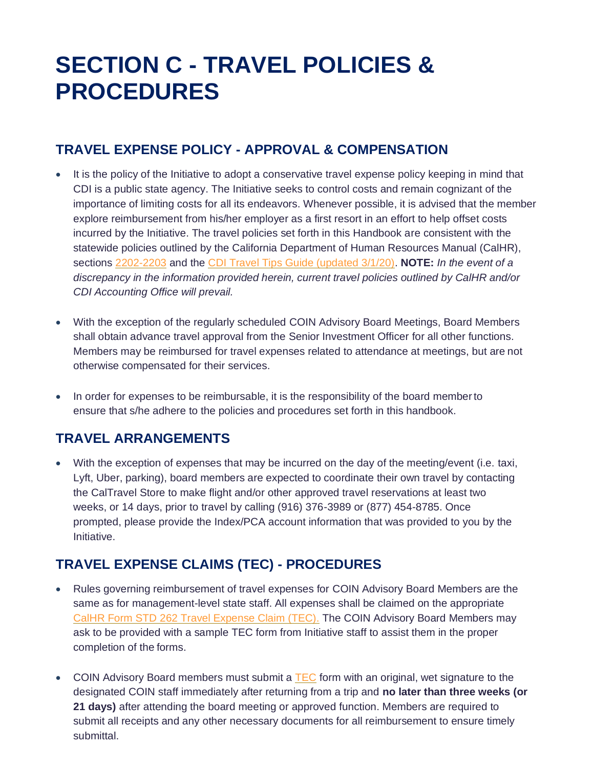# SECTION C - TRAVEL POLICIES & PROCEDURES

## TRAVEL EXPENSE POLICY - APPROVAL & COMPENSATION

- It is the policy of the Initiative to adopt a conservative travel expense policy keeping in mind that CDI is a public state agency. The Initiative seeks to control costs and remain cognizant of the importance of limiting costs for all its endeavors. Whenever possible, it is advised that the member explore reimbursement from his/her employer as a first resort in an effort to help offset costs incurred by the Initiative. The travel policies set forth in this Handbook are consistent with the statewide policies outlined by the California Department of Human Resources Manual (CalHR), sections 2202-2203 and the CDI Travel Tips Guide (updated 3/1/20). **NOTE:** *In the event of a discrepancy in the information provided herein, current travel policies outlined by CalHR and/or CDI Accounting Office will prevail.*

- With the exception of the regularly scheduled COIN Advisory Board Meetings, Board Members shall obtain advance travel approval from the Senior Investment Officer for all other functions. Members may be reimbursed for travel expenses related to attendance at meetings, but are not otherwise compensated for their services.

- In order for expenses to be reimbursable, it is the responsibility of the board member to ensure that s/he adhere to the policies and procedures set forth in this handbook.

## TRAVEL ARRANGEMENTS

- With the exception of expenses that may be incurred on the day of the meeting/event (i.e. taxi, Lyft, Uber, parking), board members are expected to coordinate their own travel by contacting the CalTravel Store to make flight and/or other approved travel reservations at least two weeks, or 14 days, prior to travel by calling (916) 376-3989 or (877) 454-8785. Once prompted, please provide the Index/PCA account information that was provided to you by the Initiative.

## TRAVEL EXPENSE CLAIMS (TEC) - PROCEDURES

- Rules governing reimbursement of travel expenses for COIN Advisory Board Members are the same as for management-level state staff. All expenses shall be claimed on the appropriate CalHR Form STD 262 Travel Expense Claim (TEC). The COIN Advisory Board Members may ask to be provided with a sample TEC form from Initiative staff to assist them in the proper completion of the forms.

- COIN Advisory Board members must submit a TEC form with an original, wet signature to the designated COIN staff immediately after returning from a trip and **no later than three weeks (or 21 days)** after attending the board meeting or approved function. Members are required to submit all receipts and any other necessary documents for all reimbursement to ensure timely submittal.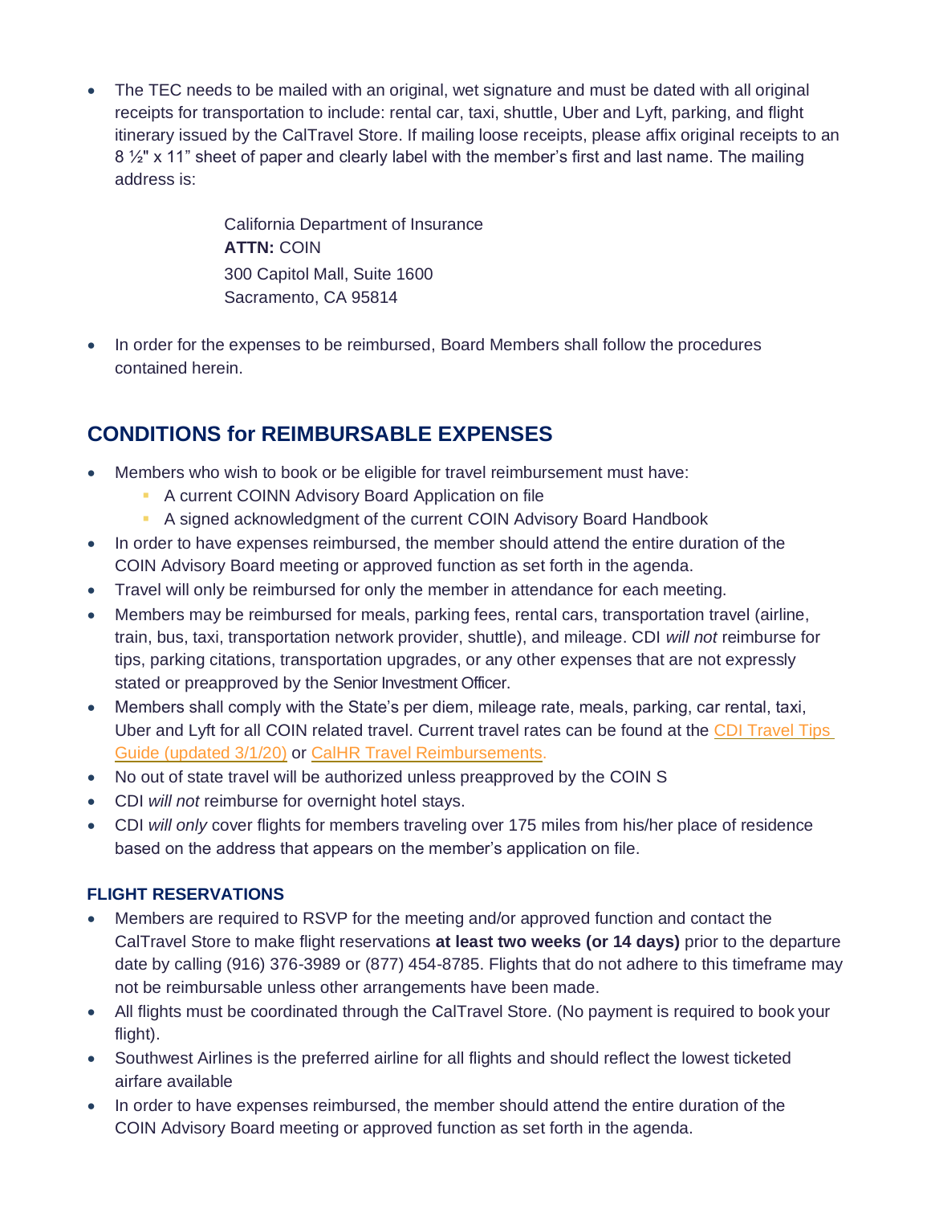- The TEC needs to be mailed with an original, wet signature and must be dated with all original receipts for transportation to include: rental car, taxi, shuttle, Uber and Lyft, parking, and flight itinerary issued by the CalTravel Store. If mailing loose receipts, please affix original receipts to an 8 ½" x 11" sheet of paper and clearly label with the member's first and last name. The mailing address is:

  California Department of Insurance
  **ATTN:** COIN
  300 Capitol Mall, Suite 1600
  Sacramento, CA 95814

- In order for the expenses to be reimbursed, Board Members shall follow the procedures contained herein.

## CONDITIONS for REIMBURSABLE EXPENSES

- Members who wish to book or be eligible for travel reimbursement must have:
  - A current COINN Advisory Board Application on file
  - A signed acknowledgment of the current COIN Advisory Board Handbook
- In order to have expenses reimbursed, the member should attend the entire duration of the COIN Advisory Board meeting or approved function as set forth in the agenda.
- Travel will only be reimbursed for only the member in attendance for each meeting.
- Members may be reimbursed for meals, parking fees, rental cars, transportation travel (airline, train, bus, taxi, transportation network provider, shuttle), and mileage. CDI *will not* reimburse for tips, parking citations, transportation upgrades, or any other expenses that are not expressly stated or preapproved by the Senior Investment Officer.
- Members shall comply with the State's per diem, mileage rate, meals, parking, car rental, taxi, Uber and Lyft for all COIN related travel. Current travel rates can be found at the CDI Travel Tips Guide (updated 3/1/20) or CalHR Travel Reimbursements.
- No out of state travel will be authorized unless preapproved by the COIN S
- CDI *will not* reimburse for overnight hotel stays.
- CDI *will only* cover flights for members traveling over 175 miles from his/her place of residence based on the address that appears on the member's application on file.

### FLIGHT RESERVATIONS

- Members are required to RSVP for the meeting and/or approved function and contact the CalTravel Store to make flight reservations **at least two weeks (or 14 days)** prior to the departure date by calling (916) 376-3989 or (877) 454-8785. Flights that do not adhere to this timeframe may not be reimbursable unless other arrangements have been made.
- All flights must be coordinated through the CalTravel Store. (No payment is required to book your flight).
- Southwest Airlines is the preferred airline for all flights and should reflect the lowest ticketed airfare available
- In order to have expenses reimbursed, the member should attend the entire duration of the COIN Advisory Board meeting or approved function as set forth in the agenda.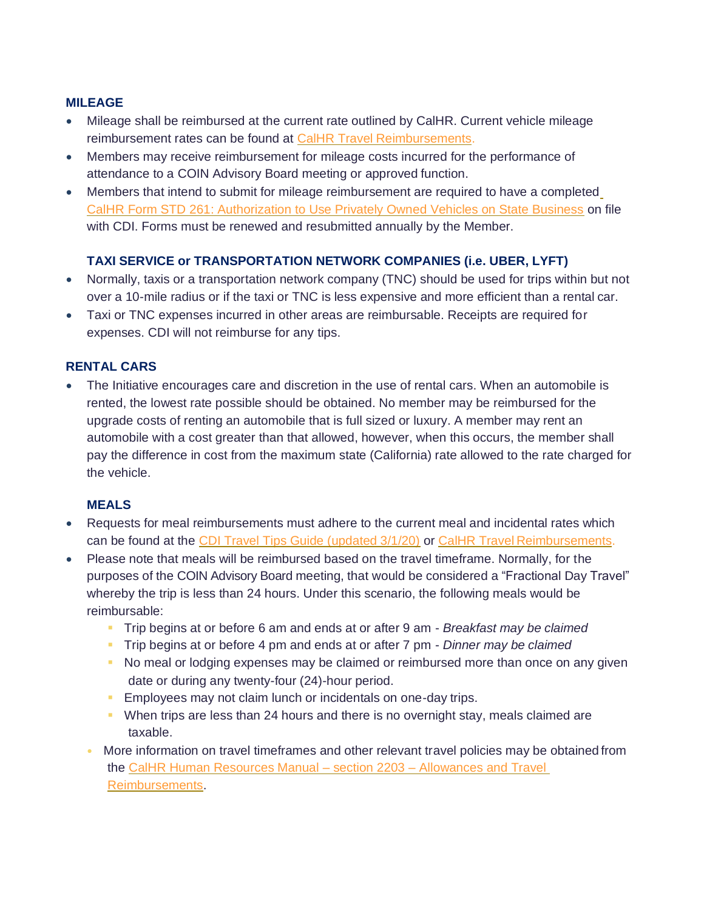### MILEAGE

- Mileage shall be reimbursed at the current rate outlined by CalHR. Current vehicle mileage reimbursement rates can be found at CalHR Travel Reimbursements.
- Members may receive reimbursement for mileage costs incurred for the performance of attendance to a COIN Advisory Board meeting or approved function.
- Members that intend to submit for mileage reimbursement are required to have a completed CalHR Form STD 261: Authorization to Use Privately Owned Vehicles on State Business on file with CDI. Forms must be renewed and resubmitted annually by the Member.

### TAXI SERVICE or TRANSPORTATION NETWORK COMPANIES (i.e. UBER, LYFT)

- Normally, taxis or a transportation network company (TNC) should be used for trips within but not over a 10-mile radius or if the taxi or TNC is less expensive and more efficient than a rental car.
- Taxi or TNC expenses incurred in other areas are reimbursable. Receipts are required for expenses. CDI will not reimburse for any tips.

### RENTAL CARS

- The Initiative encourages care and discretion in the use of rental cars. When an automobile is rented, the lowest rate possible should be obtained. No member may be reimbursed for the upgrade costs of renting an automobile that is full sized or luxury. A member may rent an automobile with a cost greater than that allowed, however, when this occurs, the member shall pay the difference in cost from the maximum state (California) rate allowed to the rate charged for the vehicle.

### MEALS

- Requests for meal reimbursements must adhere to the current meal and incidental rates which can be found at the CDI Travel Tips Guide (updated 3/1/20) or CalHR Travel Reimbursements.
- Please note that meals will be reimbursed based on the travel timeframe. Normally, for the purposes of the COIN Advisory Board meeting, that would be considered a "Fractional Day Travel" whereby the trip is less than 24 hours. Under this scenario, the following meals would be reimbursable:
  - Trip begins at or before 6 am and ends at or after 9 am - *Breakfast may be claimed*
  - Trip begins at or before 4 pm and ends at or after 7 pm - *Dinner may be claimed*
  - No meal or lodging expenses may be claimed or reimbursed more than once on any given date or during any twenty-four (24)-hour period.
  - Employees may not claim lunch or incidentals on one-day trips.
  - When trips are less than 24 hours and there is no overnight stay, meals claimed are taxable.
- More information on travel timeframes and other relevant travel policies may be obtained from the CalHR Human Resources Manual – section 2203 – Allowances and Travel Reimbursements.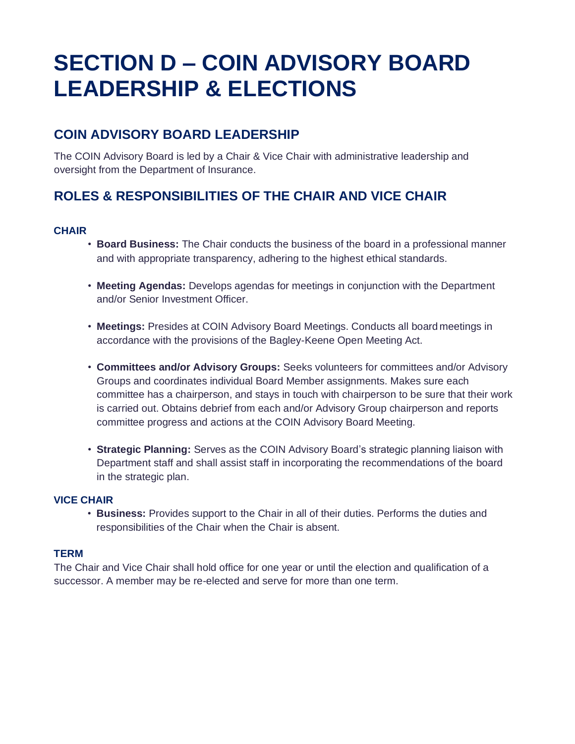# SECTION D – COIN ADVISORY BOARD LEADERSHIP & ELECTIONS

## COIN ADVISORY BOARD LEADERSHIP

The COIN Advisory Board is led by a Chair & Vice Chair with administrative leadership and oversight from the Department of Insurance.

## ROLES & RESPONSIBILITIES OF THE CHAIR AND VICE CHAIR

### CHAIR

- **Board Business:** The Chair conducts the business of the board in a professional manner and with appropriate transparency, adhering to the highest ethical standards.
- **Meeting Agendas:** Develops agendas for meetings in conjunction with the Department and/or Senior Investment Officer.
- **Meetings:** Presides at COIN Advisory Board Meetings. Conducts all board meetings in accordance with the provisions of the Bagley-Keene Open Meeting Act.
- **Committees and/or Advisory Groups:** Seeks volunteers for committees and/or Advisory Groups and coordinates individual Board Member assignments. Makes sure each committee has a chairperson, and stays in touch with chairperson to be sure that their work is carried out. Obtains debrief from each and/or Advisory Group chairperson and reports committee progress and actions at the COIN Advisory Board Meeting.
- **Strategic Planning:** Serves as the COIN Advisory Board's strategic planning liaison with Department staff and shall assist staff in incorporating the recommendations of the board in the strategic plan.

### VICE CHAIR

- **Business:** Provides support to the Chair in all of their duties. Performs the duties and responsibilities of the Chair when the Chair is absent.

### TERM

The Chair and Vice Chair shall hold office for one year or until the election and qualification of a successor. A member may be re-elected and serve for more than one term.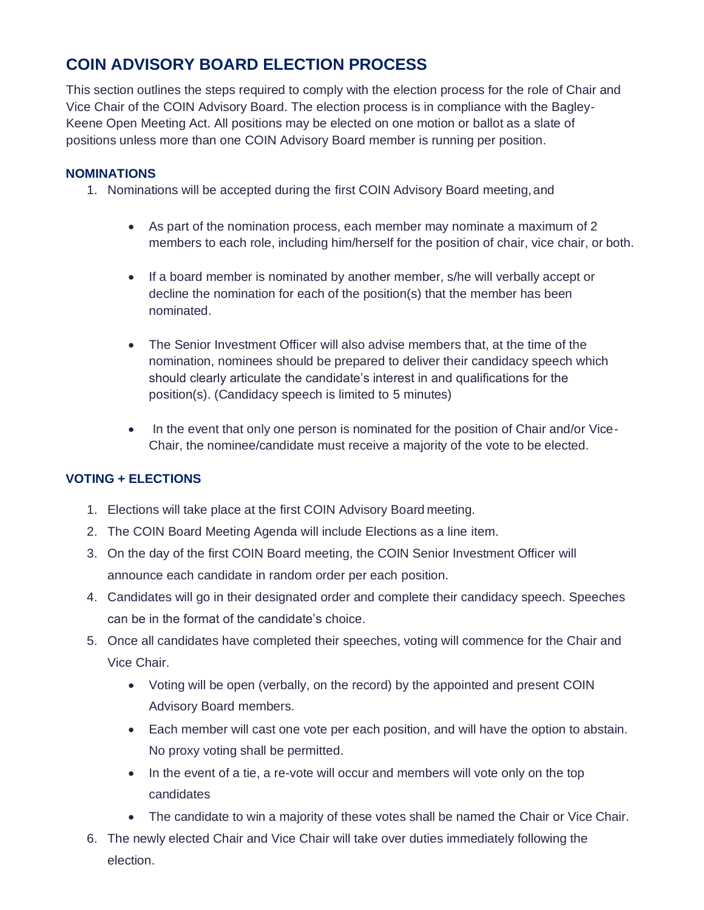## COIN ADVISORY BOARD ELECTION PROCESS

This section outlines the steps required to comply with the election process for the role of Chair and Vice Chair of the COIN Advisory Board. The election process is in compliance with the Bagley-Keene Open Meeting Act. All positions may be elected on one motion or ballot as a slate of positions unless more than one COIN Advisory Board member is running per position.

### NOMINATIONS

1. Nominations will be accepted during the first COIN Advisory Board meeting, and

   - As part of the nomination process, each member may nominate a maximum of 2 members to each role, including him/herself for the position of chair, vice chair, or both.

   - If a board member is nominated by another member, s/he will verbally accept or decline the nomination for each of the position(s) that the member has been nominated.

   - The Senior Investment Officer will also advise members that, at the time of the nomination, nominees should be prepared to deliver their candidacy speech which should clearly articulate the candidate's interest in and qualifications for the position(s). (Candidacy speech is limited to 5 minutes)

   - In the event that only one person is nominated for the position of Chair and/or Vice-Chair, the nominee/candidate must receive a majority of the vote to be elected.

### VOTING + ELECTIONS

1. Elections will take place at the first COIN Advisory Board meeting.
2. The COIN Board Meeting Agenda will include Elections as a line item.
3. On the day of the first COIN Board meeting, the COIN Senior Investment Officer will announce each candidate in random order per each position.
4. Candidates will go in their designated order and complete their candidacy speech. Speeches can be in the format of the candidate's choice.
5. Once all candidates have completed their speeches, voting will commence for the Chair and Vice Chair.
   - Voting will be open (verbally, on the record) by the appointed and present COIN Advisory Board members.
   - Each member will cast one vote per each position, and will have the option to abstain. No proxy voting shall be permitted.
   - In the event of a tie, a re-vote will occur and members will vote only on the top candidates
   - The candidate to win a majority of these votes shall be named the Chair or Vice Chair.
6. The newly elected Chair and Vice Chair will take over duties immediately following the election.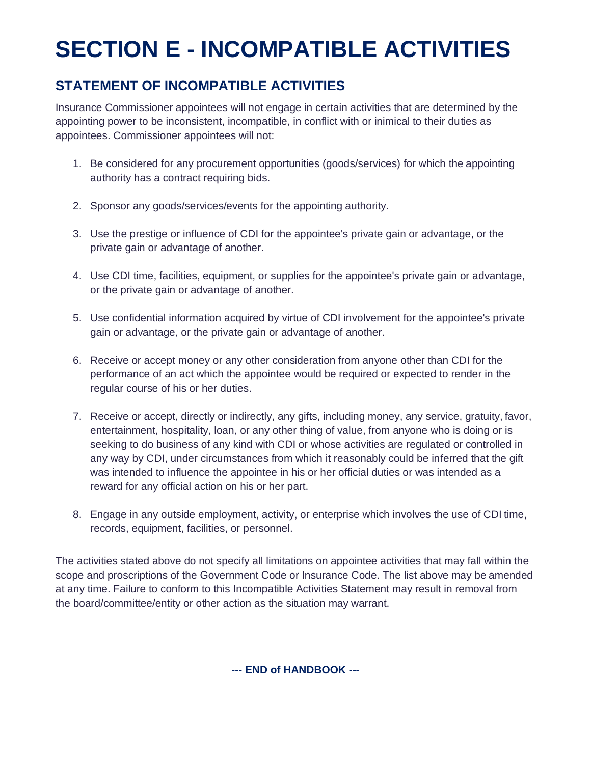# SECTION E - INCOMPATIBLE ACTIVITIES

## STATEMENT OF INCOMPATIBLE ACTIVITIES

Insurance Commissioner appointees will not engage in certain activities that are determined by the appointing power to be inconsistent, incompatible, in conflict with or inimical to their duties as appointees. Commissioner appointees will not:

1. Be considered for any procurement opportunities (goods/services) for which the appointing authority has a contract requiring bids.

2. Sponsor any goods/services/events for the appointing authority.

3. Use the prestige or influence of CDI for the appointee's private gain or advantage, or the private gain or advantage of another.

4. Use CDI time, facilities, equipment, or supplies for the appointee's private gain or advantage, or the private gain or advantage of another.

5. Use confidential information acquired by virtue of CDI involvement for the appointee's private gain or advantage, or the private gain or advantage of another.

6. Receive or accept money or any other consideration from anyone other than CDI for the performance of an act which the appointee would be required or expected to render in the regular course of his or her duties.

7. Receive or accept, directly or indirectly, any gifts, including money, any service, gratuity, favor, entertainment, hospitality, loan, or any other thing of value, from anyone who is doing or is seeking to do business of any kind with CDI or whose activities are regulated or controlled in any way by CDI, under circumstances from which it reasonably could be inferred that the gift was intended to influence the appointee in his or her official duties or was intended as a reward for any official action on his or her part.

8. Engage in any outside employment, activity, or enterprise which involves the use of CDI time, records, equipment, facilities, or personnel.

The activities stated above do not specify all limitations on appointee activities that may fall within the scope and proscriptions of the Government Code or Insurance Code. The list above may be amended at any time. Failure to conform to this Incompatible Activities Statement may result in removal from the board/committee/entity or other action as the situation may warrant.

**--- END of HANDBOOK ---**